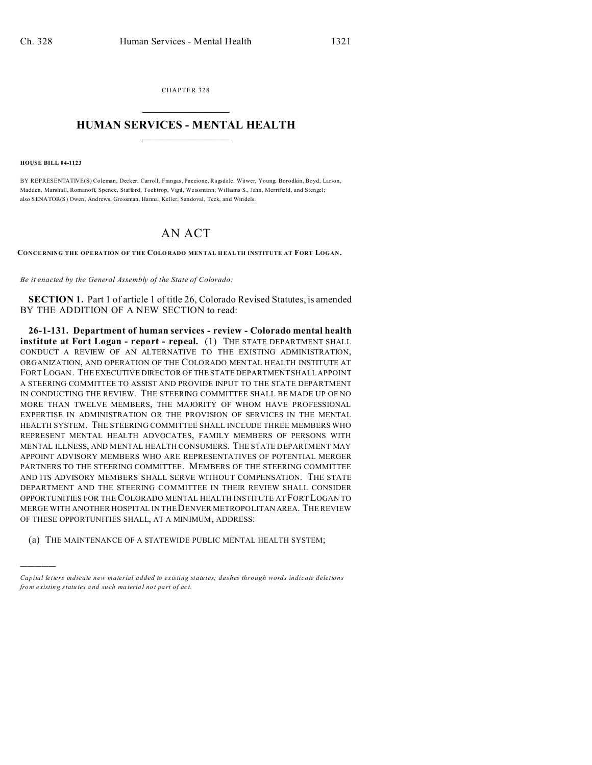CHAPTER 328

# HUMAN SERVICES - MENTAL HEALTH

**HOUSE BILL 04-1123**

BY REPRESENTATIVE(S) Coleman, Decker, Carroll, Frangas, Paccione, Ragsdale, Witwer, Young, Borodkin, Boyd, Larson, Madden, Marshall, Romanoff, Spence, Stafford, Tochtrop, Vigil, Weissmann, Williams S., Jahn, Merrifield, and Stengel; also SENATOR(S) Owen, Andrews, Grossman, Hanna, Keller, Sandoval, Teck, and Windels.

# AN ACT

**CONCERNING THE OPERATION OF THE COLORADO MENTAL HEALTH INSTITUTE AT FORT LOGAN.**

*Be it enacted by the General Assembly of the State of Colorado:*

**SECTION 1.** Part 1 of article 1 of title 26, Colorado Revised Statutes, is amended BY THE ADDITION OF A NEW SECTION to read:

**26-1-131. Department of human services - review - Colorado mental health institute at Fort Logan - report - repeal.** (1) THE STATE DEPARTMENT SHALL CONDUCT A REVIEW OF AN ALTERNATIVE TO THE EXISTING ADMINISTRATION, ORGANIZATION, AND OPERATION OF THE COLORADO MENTAL HEALTH INSTITUTE AT FORT LOGAN. THE EXECUTIVE DIRECTOR OF THE STATE DEPARTMENT SHALL APPOINT A STEERING COMMITTEE TO ASSIST AND PROVIDE INPUT TO THE STATE DEPARTMENT IN CONDUCTING THE REVIEW. THE STEERING COMMITTEE SHALL BE MADE UP OF NO MORE THAN TWELVE MEMBERS, THE MAJORITY OF WHOM HAVE PROFESSIONAL EXPERTISE IN ADMINISTRATION OR THE PROVISION OF SERVICES IN THE MENTAL HEALTH SYSTEM. THE STEERING COMMITTEE SHALL INCLUDE THREE MEMBERS WHO REPRESENT MENTAL HEALTH ADVOCATES, FAMILY MEMBERS OF PERSONS WITH MENTAL ILLNESS, AND MENTAL HEALTH CONSUMERS. THE STATE DEPARTMENT MAY APPOINT ADVISORY MEMBERS WHO ARE REPRESENTATIVES OF POTENTIAL MERGER PARTNERS TO THE STEERING COMMITTEE. MEMBERS OF THE STEERING COMMITTEE AND ITS ADVISORY MEMBERS SHALL SERVE WITHOUT COMPENSATION. THE STATE DEPARTMENT AND THE STEERING COMMITTEE IN THEIR REVIEW SHALL CONSIDER OPPORTUNITIES FOR THE COLORADO MENTAL HEALTH INSTITUTE AT FORT LOGAN TO MERGE WITH ANOTHER HOSPITAL IN THE DENVER METROPOLITAN AREA. THE REVIEW OF THESE OPPORTUNITIES SHALL, AT A MINIMUM, ADDRESS:

(a) THE MAINTENANCE OF A STATEWIDE PUBLIC MENTAL HEALTH SYSTEM;

---

*Capital letters indicate new material added to existing statutes; dashes through words indicate deletions from existing statutes and such material not part of act.*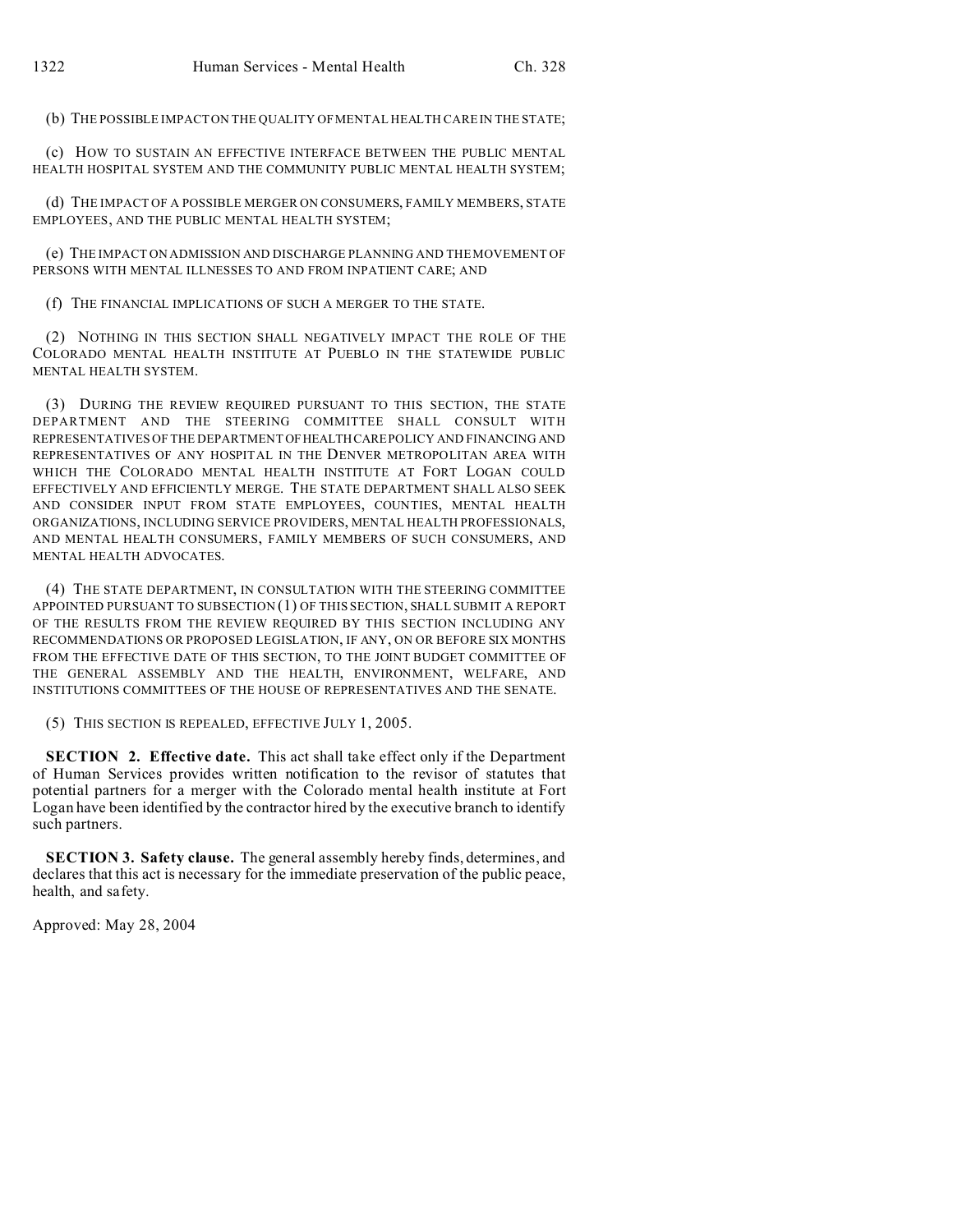(b) THE POSSIBLE IMPACT ON THE QUALITY OF MENTAL HEALTH CARE IN THE STATE;

(c) HOW TO SUSTAIN AN EFFECTIVE INTERFACE BETWEEN THE PUBLIC MENTAL HEALTH HOSPITAL SYSTEM AND THE COMMUNITY PUBLIC MENTAL HEALTH SYSTEM;

(d) THE IMPACT OF A POSSIBLE MERGER ON CONSUMERS, FAMILY MEMBERS, STATE EMPLOYEES, AND THE PUBLIC MENTAL HEALTH SYSTEM;

(e) THE IMPACT ON ADMISSION AND DISCHARGE PLANNING AND THE MOVEMENT OF PERSONS WITH MENTAL ILLNESSES TO AND FROM INPATIENT CARE; AND

(f) THE FINANCIAL IMPLICATIONS OF SUCH A MERGER TO THE STATE.

(2) NOTHING IN THIS SECTION SHALL NEGATIVELY IMPACT THE ROLE OF THE COLORADO MENTAL HEALTH INSTITUTE AT PUEBLO IN THE STATEWIDE PUBLIC MENTAL HEALTH SYSTEM.

(3) DURING THE REVIEW REQUIRED PURSUANT TO THIS SECTION, THE STATE DEPARTMENT AND THE STEERING COMMITTEE SHALL CONSULT WITH REPRESENTATIVES OF THE DEPARTMENT OF HEALTH CARE POLICY AND FINANCING AND REPRESENTATIVES OF ANY HOSPITAL IN THE DENVER METROPOLITAN AREA WITH WHICH THE COLORADO MENTAL HEALTH INSTITUTE AT FORT LOGAN COULD EFFECTIVELY AND EFFICIENTLY MERGE. THE STATE DEPARTMENT SHALL ALSO SEEK AND CONSIDER INPUT FROM STATE EMPLOYEES, COUNTIES, MENTAL HEALTH ORGANIZATIONS, INCLUDING SERVICE PROVIDERS, MENTAL HEALTH PROFESSIONALS, AND MENTAL HEALTH CONSUMERS, FAMILY MEMBERS OF SUCH CONSUMERS, AND MENTAL HEALTH ADVOCATES.

(4) THE STATE DEPARTMENT, IN CONSULTATION WITH THE STEERING COMMITTEE APPOINTED PURSUANT TO SUBSECTION (1) OF THIS SECTION, SHALL SUBMIT A REPORT OF THE RESULTS FROM THE REVIEW REQUIRED BY THIS SECTION INCLUDING ANY RECOMMENDATIONS OR PROPOSED LEGISLATION, IF ANY, ON OR BEFORE SIX MONTHS FROM THE EFFECTIVE DATE OF THIS SECTION, TO THE JOINT BUDGET COMMITTEE OF THE GENERAL ASSEMBLY AND THE HEALTH, ENVIRONMENT, WELFARE, AND INSTITUTIONS COMMITTEES OF THE HOUSE OF REPRESENTATIVES AND THE SENATE.

(5) THIS SECTION IS REPEALED, EFFECTIVE JULY 1, 2005.

**SECTION 2. Effective date.** This act shall take effect only if the Department of Human Services provides written notification to the revisor of statutes that potential partners for a merger with the Colorado mental health institute at Fort Logan have been identified by the contractor hired by the executive branch to identify such partners.

**SECTION 3. Safety clause.** The general assembly hereby finds, determines, and declares that this act is necessary for the immediate preservation of the public peace, health, and safety.

Approved: May 28, 2004